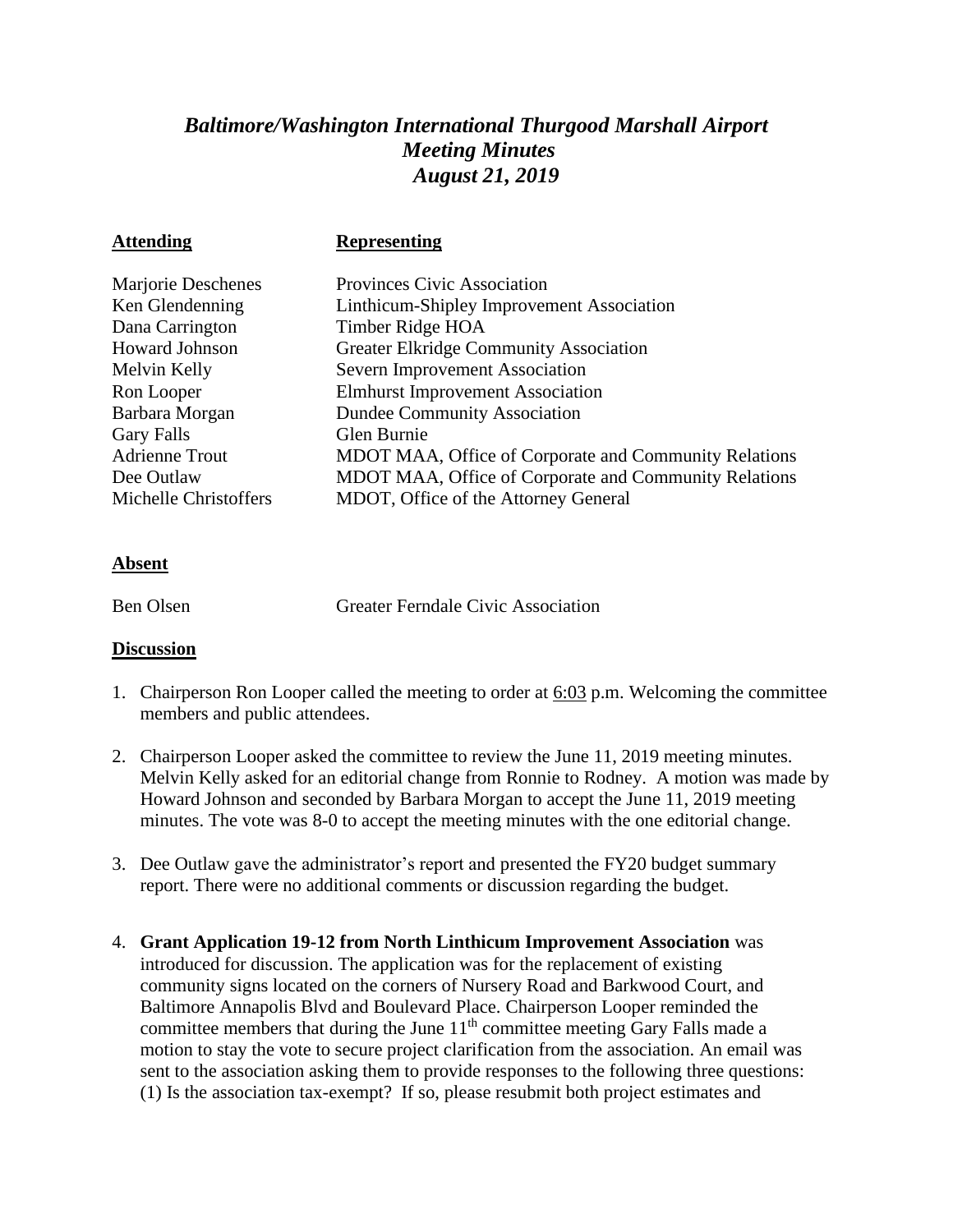# *Baltimore/Washington International Thurgood Marshall Airport*
# *Meeting Minutes*
# *August 21, 2019*

| **Attending** | **Representing** |
|---|---|
| Marjorie Deschenes | Provinces Civic Association |
| Ken Glendenning | Linthicum-Shipley Improvement Association |
| Dana Carrington | Timber Ridge HOA |
| Howard Johnson | Greater Elkridge Community Association |
| Melvin Kelly | Severn Improvement Association |
| Ron Looper | Elmhurst Improvement Association |
| Barbara Morgan | Dundee Community Association |
| Gary Falls | Glen Burnie |
| Adrienne Trout | MDOT MAA, Office of Corporate and Community Relations |
| Dee Outlaw | MDOT MAA, Office of Corporate and Community Relations |
| Michelle Christoffers | MDOT, Office of the Attorney General |

**Absent**

| | |
|---|---|
| Ben Olsen | Greater Ferndale Civic Association |

**Discussion**

1. Chairperson Ron Looper called the meeting to order at 6:03 p.m. Welcoming the committee members and public attendees.

2. Chairperson Looper asked the committee to review the June 11, 2019 meeting minutes. Melvin Kelly asked for an editorial change from Ronnie to Rodney. A motion was made by Howard Johnson and seconded by Barbara Morgan to accept the June 11, 2019 meeting minutes. The vote was 8-0 to accept the meeting minutes with the one editorial change.

3. Dee Outlaw gave the administrator's report and presented the FY20 budget summary report. There were no additional comments or discussion regarding the budget.

4. **Grant Application 19-12 from North Linthicum Improvement Association** was introduced for discussion. The application was for the replacement of existing community signs located on the corners of Nursery Road and Barkwood Court, and Baltimore Annapolis Blvd and Boulevard Place. Chairperson Looper reminded the committee members that during the June 11th committee meeting Gary Falls made a motion to stay the vote to secure project clarification from the association. An email was sent to the association asking them to provide responses to the following three questions: (1) Is the association tax-exempt? If so, please resubmit both project estimates and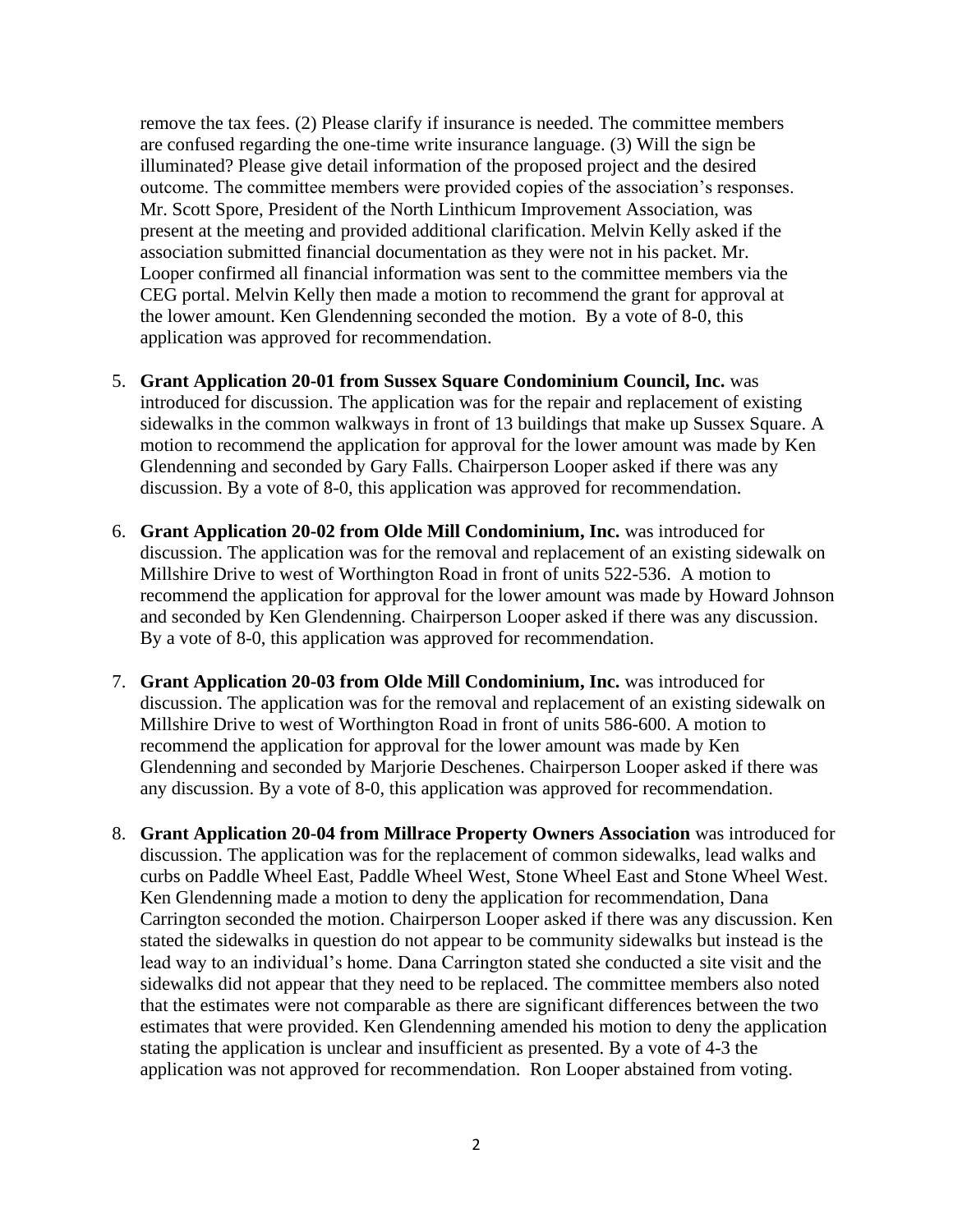remove the tax fees. (2) Please clarify if insurance is needed. The committee members are confused regarding the one-time write insurance language. (3) Will the sign be illuminated? Please give detail information of the proposed project and the desired outcome. The committee members were provided copies of the association's responses. Mr. Scott Spore, President of the North Linthicum Improvement Association, was present at the meeting and provided additional clarification. Melvin Kelly asked if the association submitted financial documentation as they were not in his packet. Mr. Looper confirmed all financial information was sent to the committee members via the CEG portal. Melvin Kelly then made a motion to recommend the grant for approval at the lower amount. Ken Glendenning seconded the motion. By a vote of 8-0, this application was approved for recommendation.

5. **Grant Application 20-01 from Sussex Square Condominium Council, Inc.** was introduced for discussion. The application was for the repair and replacement of existing sidewalks in the common walkways in front of 13 buildings that make up Sussex Square. A motion to recommend the application for approval for the lower amount was made by Ken Glendenning and seconded by Gary Falls. Chairperson Looper asked if there was any discussion. By a vote of 8-0, this application was approved for recommendation.

6. **Grant Application 20-02 from Olde Mill Condominium, Inc.** was introduced for discussion. The application was for the removal and replacement of an existing sidewalk on Millshire Drive to west of Worthington Road in front of units 522-536. A motion to recommend the application for approval for the lower amount was made by Howard Johnson and seconded by Ken Glendenning. Chairperson Looper asked if there was any discussion. By a vote of 8-0, this application was approved for recommendation.

7. **Grant Application 20-03 from Olde Mill Condominium, Inc.** was introduced for discussion. The application was for the removal and replacement of an existing sidewalk on Millshire Drive to west of Worthington Road in front of units 586-600. A motion to recommend the application for approval for the lower amount was made by Ken Glendenning and seconded by Marjorie Deschenes. Chairperson Looper asked if there was any discussion. By a vote of 8-0, this application was approved for recommendation.

8. **Grant Application 20-04 from Millrace Property Owners Association** was introduced for discussion. The application was for the replacement of common sidewalks, lead walks and curbs on Paddle Wheel East, Paddle Wheel West, Stone Wheel East and Stone Wheel West. Ken Glendenning made a motion to deny the application for recommendation, Dana Carrington seconded the motion. Chairperson Looper asked if there was any discussion. Ken stated the sidewalks in question do not appear to be community sidewalks but instead is the lead way to an individual's home. Dana Carrington stated she conducted a site visit and the sidewalks did not appear that they need to be replaced. The committee members also noted that the estimates were not comparable as there are significant differences between the two estimates that were provided. Ken Glendenning amended his motion to deny the application stating the application is unclear and insufficient as presented. By a vote of 4-3 the application was not approved for recommendation. Ron Looper abstained from voting.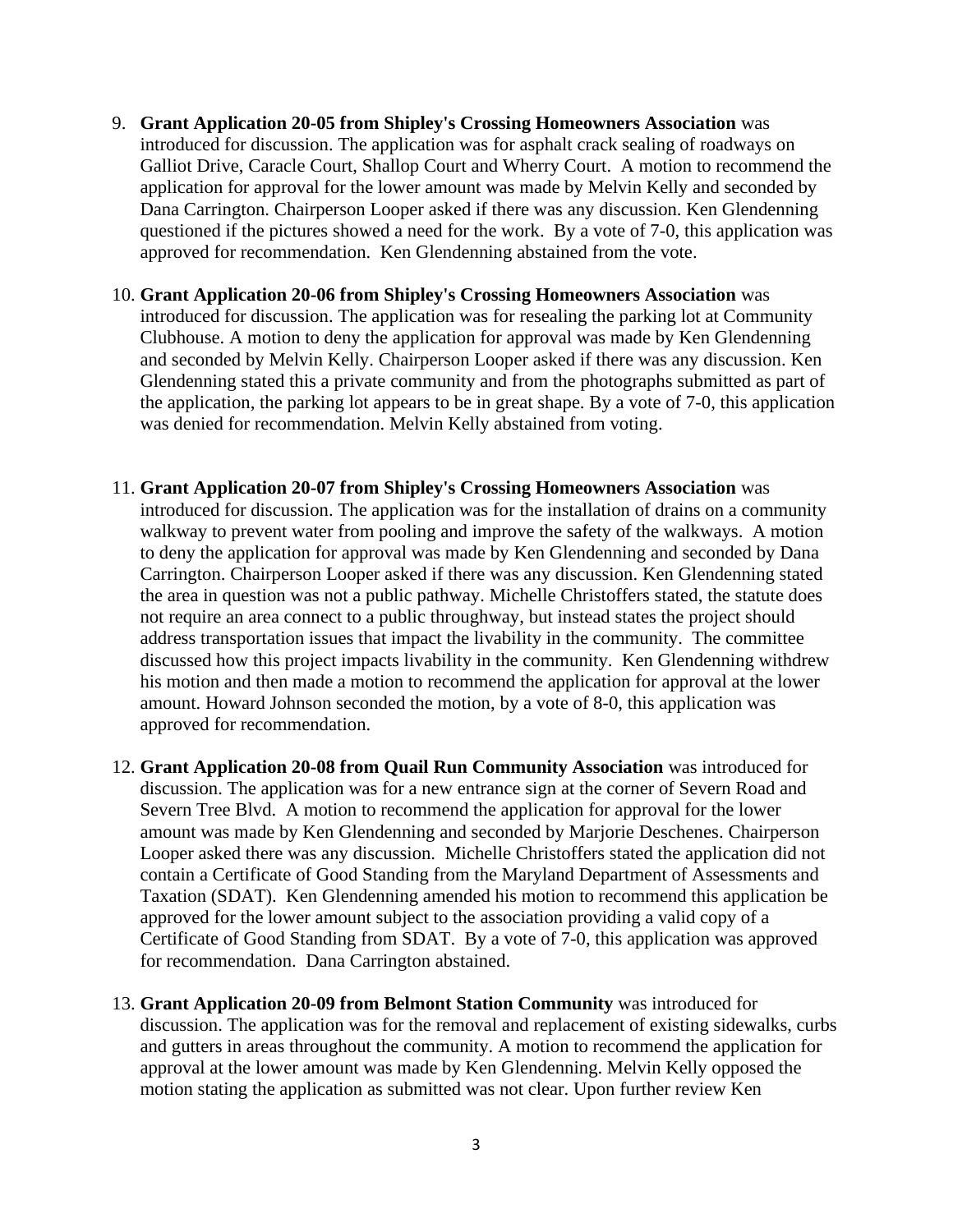9. **Grant Application 20-05 from Shipley's Crossing Homeowners Association** was introduced for discussion. The application was for asphalt crack sealing of roadways on Galliot Drive, Caracle Court, Shallop Court and Wherry Court. A motion to recommend the application for approval for the lower amount was made by Melvin Kelly and seconded by Dana Carrington. Chairperson Looper asked if there was any discussion. Ken Glendenning questioned if the pictures showed a need for the work. By a vote of 7-0, this application was approved for recommendation. Ken Glendenning abstained from the vote.

10. **Grant Application 20-06 from Shipley's Crossing Homeowners Association** was introduced for discussion. The application was for resealing the parking lot at Community Clubhouse. A motion to deny the application for approval was made by Ken Glendenning and seconded by Melvin Kelly. Chairperson Looper asked if there was any discussion. Ken Glendenning stated this a private community and from the photographs submitted as part of the application, the parking lot appears to be in great shape. By a vote of 7-0, this application was denied for recommendation. Melvin Kelly abstained from voting.

11. **Grant Application 20-07 from Shipley's Crossing Homeowners Association** was introduced for discussion. The application was for the installation of drains on a community walkway to prevent water from pooling and improve the safety of the walkways. A motion to deny the application for approval was made by Ken Glendenning and seconded by Dana Carrington. Chairperson Looper asked if there was any discussion. Ken Glendenning stated the area in question was not a public pathway. Michelle Christoffers stated, the statute does not require an area connect to a public throughway, but instead states the project should address transportation issues that impact the livability in the community. The committee discussed how this project impacts livability in the community. Ken Glendenning withdrew his motion and then made a motion to recommend the application for approval at the lower amount. Howard Johnson seconded the motion, by a vote of 8-0, this application was approved for recommendation.

12. **Grant Application 20-08 from Quail Run Community Association** was introduced for discussion. The application was for a new entrance sign at the corner of Severn Road and Severn Tree Blvd. A motion to recommend the application for approval for the lower amount was made by Ken Glendenning and seconded by Marjorie Deschenes. Chairperson Looper asked there was any discussion. Michelle Christoffers stated the application did not contain a Certificate of Good Standing from the Maryland Department of Assessments and Taxation (SDAT). Ken Glendenning amended his motion to recommend this application be approved for the lower amount subject to the association providing a valid copy of a Certificate of Good Standing from SDAT. By a vote of 7-0, this application was approved for recommendation. Dana Carrington abstained.

13. **Grant Application 20-09 from Belmont Station Community** was introduced for discussion. The application was for the removal and replacement of existing sidewalks, curbs and gutters in areas throughout the community. A motion to recommend the application for approval at the lower amount was made by Ken Glendenning. Melvin Kelly opposed the motion stating the application as submitted was not clear. Upon further review Ken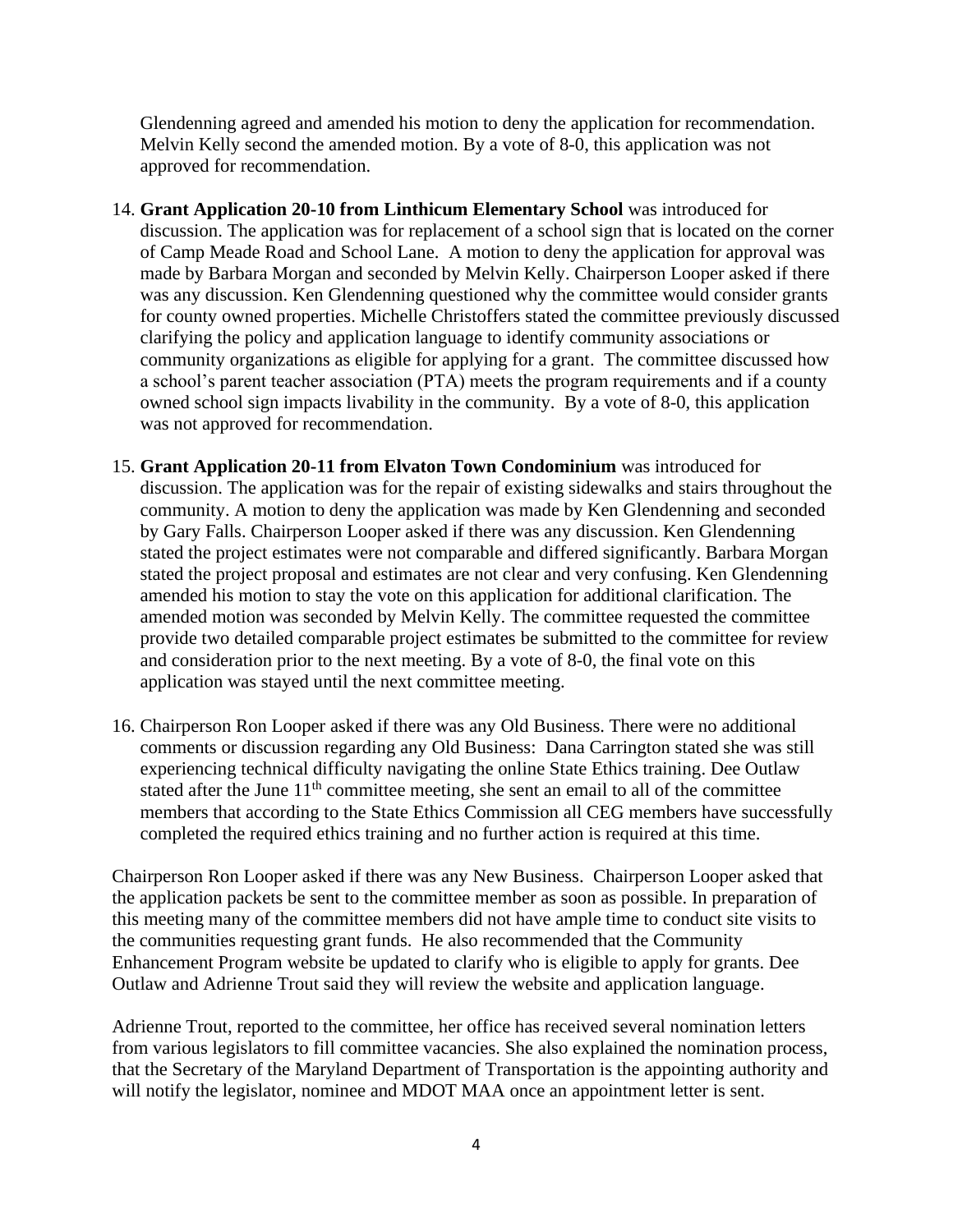Glendenning agreed and amended his motion to deny the application for recommendation. Melvin Kelly second the amended motion. By a vote of 8-0, this application was not approved for recommendation.

14. **Grant Application 20-10 from Linthicum Elementary School** was introduced for discussion. The application was for replacement of a school sign that is located on the corner of Camp Meade Road and School Lane. A motion to deny the application for approval was made by Barbara Morgan and seconded by Melvin Kelly. Chairperson Looper asked if there was any discussion. Ken Glendenning questioned why the committee would consider grants for county owned properties. Michelle Christoffers stated the committee previously discussed clarifying the policy and application language to identify community associations or community organizations as eligible for applying for a grant. The committee discussed how a school's parent teacher association (PTA) meets the program requirements and if a county owned school sign impacts livability in the community. By a vote of 8-0, this application was not approved for recommendation.

15. **Grant Application 20-11 from Elvaton Town Condominium** was introduced for discussion. The application was for the repair of existing sidewalks and stairs throughout the community. A motion to deny the application was made by Ken Glendenning and seconded by Gary Falls. Chairperson Looper asked if there was any discussion. Ken Glendenning stated the project estimates were not comparable and differed significantly. Barbara Morgan stated the project proposal and estimates are not clear and very confusing. Ken Glendenning amended his motion to stay the vote on this application for additional clarification. The amended motion was seconded by Melvin Kelly. The committee requested the committee provide two detailed comparable project estimates be submitted to the committee for review and consideration prior to the next meeting. By a vote of 8-0, the final vote on this application was stayed until the next committee meeting.

16. Chairperson Ron Looper asked if there was any Old Business. There were no additional comments or discussion regarding any Old Business: Dana Carrington stated she was still experiencing technical difficulty navigating the online State Ethics training. Dee Outlaw stated after the June 11th committee meeting, she sent an email to all of the committee members that according to the State Ethics Commission all CEG members have successfully completed the required ethics training and no further action is required at this time.

Chairperson Ron Looper asked if there was any New Business. Chairperson Looper asked that the application packets be sent to the committee member as soon as possible. In preparation of this meeting many of the committee members did not have ample time to conduct site visits to the communities requesting grant funds. He also recommended that the Community Enhancement Program website be updated to clarify who is eligible to apply for grants. Dee Outlaw and Adrienne Trout said they will review the website and application language.

Adrienne Trout, reported to the committee, her office has received several nomination letters from various legislators to fill committee vacancies. She also explained the nomination process, that the Secretary of the Maryland Department of Transportation is the appointing authority and will notify the legislator, nominee and MDOT MAA once an appointment letter is sent.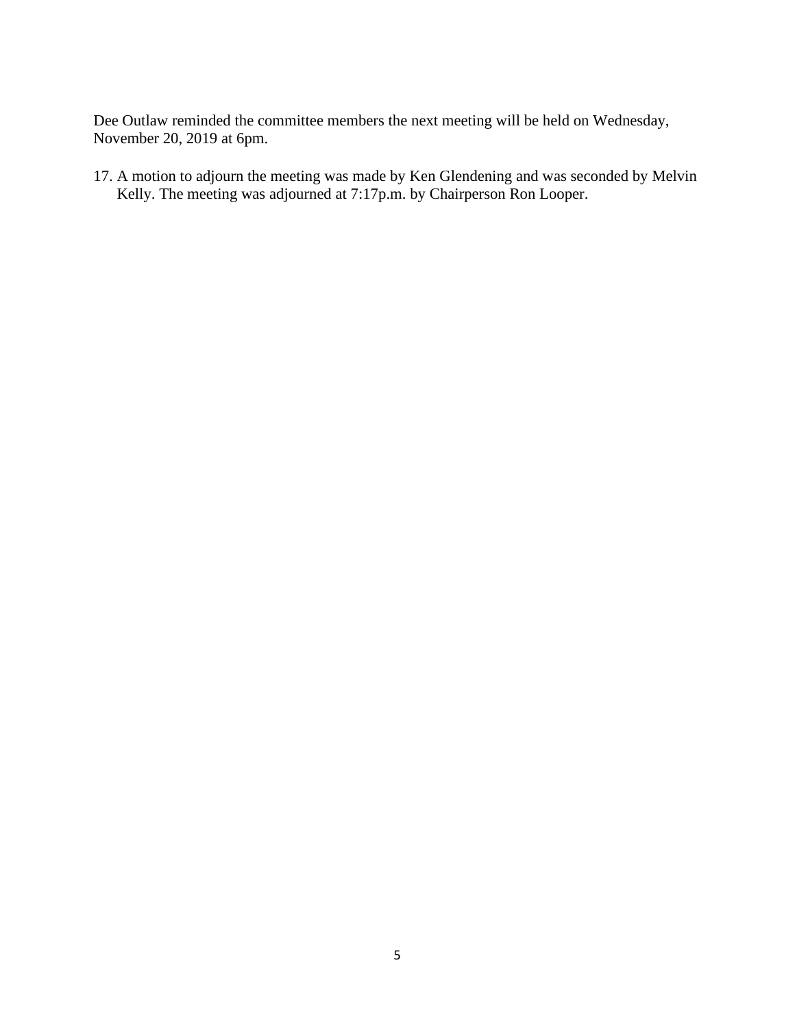Dee Outlaw reminded the committee members the next meeting will be held on Wednesday, November 20, 2019 at 6pm.

17. A motion to adjourn the meeting was made by Ken Glendening and was seconded by Melvin Kelly. The meeting was adjourned at 7:17p.m. by Chairperson Ron Looper.